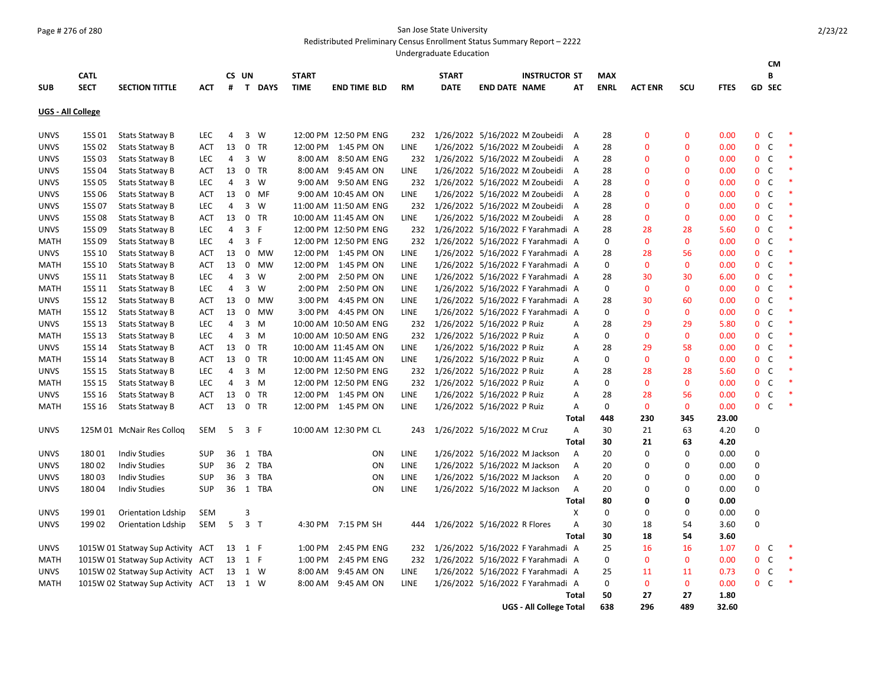San Jose State University
Redistributed Preliminary Census Enrollment Status Summary Report – 2222
Undergraduate Education

| SUB | CATL SECT | SECTION TITTLE | ACT | CS # | UN T | DAYS | START TIME | END TIME | BLD | RM | START DATE | END DATE | INSTRUCTOR NAME | ST AT | MAX ENRL | ACT ENR | SCU | FTES | GD | CMB SEC | |
|---|---|---|---|---|---|---|---|---|---|---|---|---|---|---|---|---|---|---|---|---|---|
| **UGS - All College** | | | | | | | | | | | | | | | | | | | | | |
| UNVS | 15S 01 | Stats Statway B | LEC | 4 | 3 | W | 12:00 PM | 12:50 PM | ENG | 232 | 1/26/2022 | 5/16/2022 | M Zoubeidi | A | 28 | 0 | 0 | 0.00 | 0 | C | * |
| UNVS | 15S 02 | Stats Statway B | ACT | 13 | 0 | TR | 12:00 PM | 1:45 PM | ON | LINE | 1/26/2022 | 5/16/2022 | M Zoubeidi | A | 28 | 0 | 0 | 0.00 | 0 | C | * |
| UNVS | 15S 03 | Stats Statway B | LEC | 4 | 3 | W | 8:00 AM | 8:50 AM | ENG | 232 | 1/26/2022 | 5/16/2022 | M Zoubeidi | A | 28 | 0 | 0 | 0.00 | 0 | C | * |
| UNVS | 15S 04 | Stats Statway B | ACT | 13 | 0 | TR | 8:00 AM | 9:45 AM | ON | LINE | 1/26/2022 | 5/16/2022 | M Zoubeidi | A | 28 | 0 | 0 | 0.00 | 0 | C | * |
| UNVS | 15S 05 | Stats Statway B | LEC | 4 | 3 | W | 9:00 AM | 9:50 AM | ENG | 232 | 1/26/2022 | 5/16/2022 | M Zoubeidi | A | 28 | 0 | 0 | 0.00 | 0 | C | * |
| UNVS | 15S 06 | Stats Statway B | ACT | 13 | 0 | MF | 9:00 AM | 10:45 AM | ON | LINE | 1/26/2022 | 5/16/2022 | M Zoubeidi | A | 28 | 0 | 0 | 0.00 | 0 | C | * |
| UNVS | 15S 07 | Stats Statway B | LEC | 4 | 3 | W | 11:00 AM | 11:50 AM | ENG | 232 | 1/26/2022 | 5/16/2022 | M Zoubeidi | A | 28 | 0 | 0 | 0.00 | 0 | C | * |
| UNVS | 15S 08 | Stats Statway B | ACT | 13 | 0 | TR | 10:00 AM | 11:45 AM | ON | LINE | 1/26/2022 | 5/16/2022 | M Zoubeidi | A | 28 | 0 | 0 | 0.00 | 0 | C | * |
| UNVS | 15S 09 | Stats Statway B | LEC | 4 | 3 | F | 12:00 PM | 12:50 PM | ENG | 232 | 1/26/2022 | 5/16/2022 | F Yarahmadi | A | 28 | 28 | 28 | 5.60 | 0 | C | * |
| MATH | 15S 09 | Stats Statway B | LEC | 4 | 3 | F | 12:00 PM | 12:50 PM | ENG | 232 | 1/26/2022 | 5/16/2022 | F Yarahmadi | A | 0 | 0 | 0 | 0.00 | 0 | C | * |
| UNVS | 15S 10 | Stats Statway B | ACT | 13 | 0 | MW | 12:00 PM | 1:45 PM | ON | LINE | 1/26/2022 | 5/16/2022 | F Yarahmadi | A | 28 | 28 | 56 | 0.00 | 0 | C | * |
| MATH | 15S 10 | Stats Statway B | ACT | 13 | 0 | MW | 12:00 PM | 1:45 PM | ON | LINE | 1/26/2022 | 5/16/2022 | F Yarahmadi | A | 0 | 0 | 0 | 0.00 | 0 | C | * |
| UNVS | 15S 11 | Stats Statway B | LEC | 4 | 3 | W | 2:00 PM | 2:50 PM | ON | LINE | 1/26/2022 | 5/16/2022 | F Yarahmadi | A | 28 | 30 | 30 | 6.00 | 0 | C | * |
| MATH | 15S 11 | Stats Statway B | LEC | 4 | 3 | W | 2:00 PM | 2:50 PM | ON | LINE | 1/26/2022 | 5/16/2022 | F Yarahmadi | A | 0 | 0 | 0 | 0.00 | 0 | C | * |
| UNVS | 15S 12 | Stats Statway B | ACT | 13 | 0 | MW | 3:00 PM | 4:45 PM | ON | LINE | 1/26/2022 | 5/16/2022 | F Yarahmadi | A | 28 | 30 | 60 | 0.00 | 0 | C | * |
| MATH | 15S 12 | Stats Statway B | ACT | 13 | 0 | MW | 3:00 PM | 4:45 PM | ON | LINE | 1/26/2022 | 5/16/2022 | F Yarahmadi | A | 0 | 0 | 0 | 0.00 | 0 | C | * |
| UNVS | 15S 13 | Stats Statway B | LEC | 4 | 3 | M | 10:00 AM | 10:50 AM | ENG | 232 | 1/26/2022 | 5/16/2022 | P Ruiz | A | 28 | 29 | 29 | 5.80 | 0 | C | * |
| MATH | 15S 13 | Stats Statway B | LEC | 4 | 3 | M | 10:00 AM | 10:50 AM | ENG | 232 | 1/26/2022 | 5/16/2022 | P Ruiz | A | 0 | 0 | 0 | 0.00 | 0 | C | * |
| UNVS | 15S 14 | Stats Statway B | ACT | 13 | 0 | TR | 10:00 AM | 11:45 AM | ON | LINE | 1/26/2022 | 5/16/2022 | P Ruiz | A | 28 | 29 | 58 | 0.00 | 0 | C | * |
| MATH | 15S 14 | Stats Statway B | ACT | 13 | 0 | TR | 10:00 AM | 11:45 AM | ON | LINE | 1/26/2022 | 5/16/2022 | P Ruiz | A | 0 | 0 | 0 | 0.00 | 0 | C | * |
| UNVS | 15S 15 | Stats Statway B | LEC | 4 | 3 | M | 12:00 PM | 12:50 PM | ENG | 232 | 1/26/2022 | 5/16/2022 | P Ruiz | A | 28 | 28 | 28 | 5.60 | 0 | C | * |
| MATH | 15S 15 | Stats Statway B | LEC | 4 | 3 | M | 12:00 PM | 12:50 PM | ENG | 232 | 1/26/2022 | 5/16/2022 | P Ruiz | A | 0 | 0 | 0 | 0.00 | 0 | C | * |
| UNVS | 15S 16 | Stats Statway B | ACT | 13 | 0 | TR | 12:00 PM | 1:45 PM | ON | LINE | 1/26/2022 | 5/16/2022 | P Ruiz | A | 28 | 28 | 56 | 0.00 | 0 | C | * |
| MATH | 15S 16 | Stats Statway B | ACT | 13 | 0 | TR | 12:00 PM | 1:45 PM | ON | LINE | 1/26/2022 | 5/16/2022 | P Ruiz | A | 0 | 0 | 0 | 0.00 | 0 | C | * |
| | | | | | | | | | | | | | | **Total** | **448** | **230** | **345** | **23.00** | | | |
| UNVS | 125M 01 | McNair Res Colloq | SEM | 5 | 3 | F | 10:00 AM | 12:30 PM | CL | 243 | 1/26/2022 | 5/16/2022 | M Cruz | A | 30 | 21 | 63 | 4.20 | 0 | | |
| | | | | | | | | | | | | | | **Total** | **30** | **21** | **63** | **4.20** | | | |
| UNVS | 180 01 | Indiv Studies | SUP | 36 | 1 | TBA | | | ON | LINE | 1/26/2022 | 5/16/2022 | M Jackson | A | 20 | 0 | 0 | 0.00 | 0 | | |
| UNVS | 180 02 | Indiv Studies | SUP | 36 | 2 | TBA | | | ON | LINE | 1/26/2022 | 5/16/2022 | M Jackson | A | 20 | 0 | 0 | 0.00 | 0 | | |
| UNVS | 180 03 | Indiv Studies | SUP | 36 | 3 | TBA | | | ON | LINE | 1/26/2022 | 5/16/2022 | M Jackson | A | 20 | 0 | 0 | 0.00 | 0 | | |
| UNVS | 180 04 | Indiv Studies | SUP | 36 | 1 | TBA | | | ON | LINE | 1/26/2022 | 5/16/2022 | M Jackson | A | 20 | 0 | 0 | 0.00 | 0 | | |
| | | | | | | | | | | | | | | **Total** | **80** | **0** | **0** | **0.00** | | | |
| UNVS | 199 01 | Orientation Ldship | SEM | | 3 | | | | | | | | | X | 0 | 0 | 0 | 0.00 | 0 | | |
| UNVS | 199 02 | Orientation Ldship | SEM | 5 | 3 | T | 4:30 PM | 7:15 PM | SH | 444 | 1/26/2022 | 5/16/2022 | R Flores | A | 30 | 18 | 54 | 3.60 | 0 | | |
| | | | | | | | | | | | | | | **Total** | **30** | **18** | **54** | **3.60** | | | |
| UNVS | 1015W 01 | Statway Sup Activity | ACT | 13 | 1 | F | 1:00 PM | 2:45 PM | ENG | 232 | 1/26/2022 | 5/16/2022 | F Yarahmadi | A | 25 | 16 | 16 | 1.07 | 0 | C | * |
| MATH | 1015W 01 | Statway Sup Activity | ACT | 13 | 1 | F | 1:00 PM | 2:45 PM | ENG | 232 | 1/26/2022 | 5/16/2022 | F Yarahmadi | A | 0 | 0 | 0 | 0.00 | 0 | C | * |
| UNVS | 1015W 02 | Statway Sup Activity | ACT | 13 | 1 | W | 8:00 AM | 9:45 AM | ON | LINE | 1/26/2022 | 5/16/2022 | F Yarahmadi | A | 25 | 11 | 11 | 0.73 | 0 | C | * |
| MATH | 1015W 02 | Statway Sup Activity | ACT | 13 | 1 | W | 8:00 AM | 9:45 AM | ON | LINE | 1/26/2022 | 5/16/2022 | F Yarahmadi | A | 0 | 0 | 0 | 0.00 | 0 | C | * |
| | | | | | | | | | | | | | | **Total** | **50** | **27** | **27** | **1.80** | | | |
| | | | | | | | | | | | | | **UGS - All College Total** | | **638** | **296** | **489** | **32.60** | | | |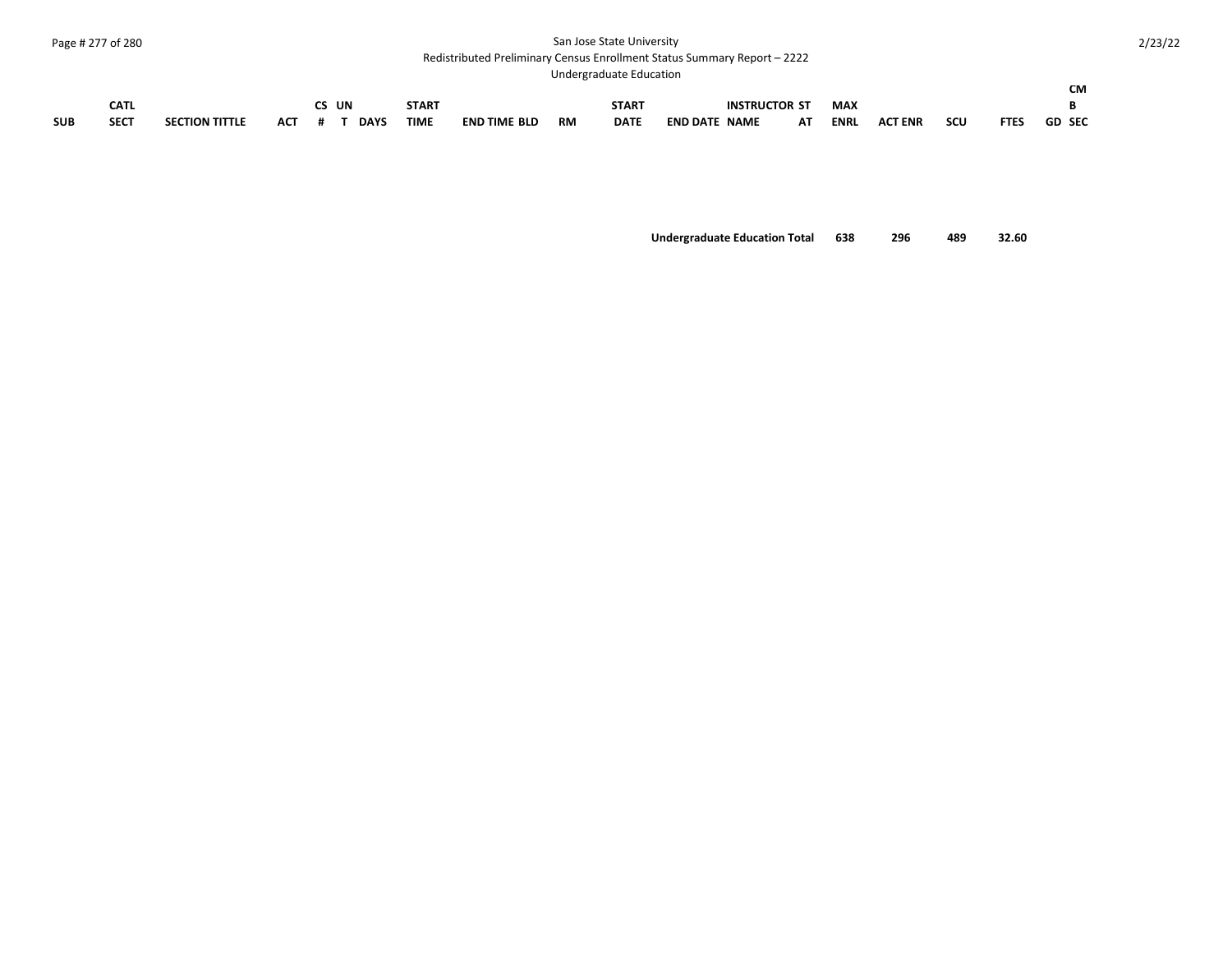| SUB | CATL SECT | SECTION TITTLE | ACT | CS # | UNT | DAYS | START TIME | END TIME | BLD | RM | START DATE | END DATE | INSTRUCTOR NAME | STAT | MAX ENRL | ACT ENR | SCU | FTES | GD | CMB SEC |
|---|---|---|---|---|---|---|---|---|---|---|---|---|---|---|---|---|---|---|---|---|
| | | | | | | | | | | | | | **Undergraduate Education Total** | | **638** | **296** | **489** | **32.60** | | |